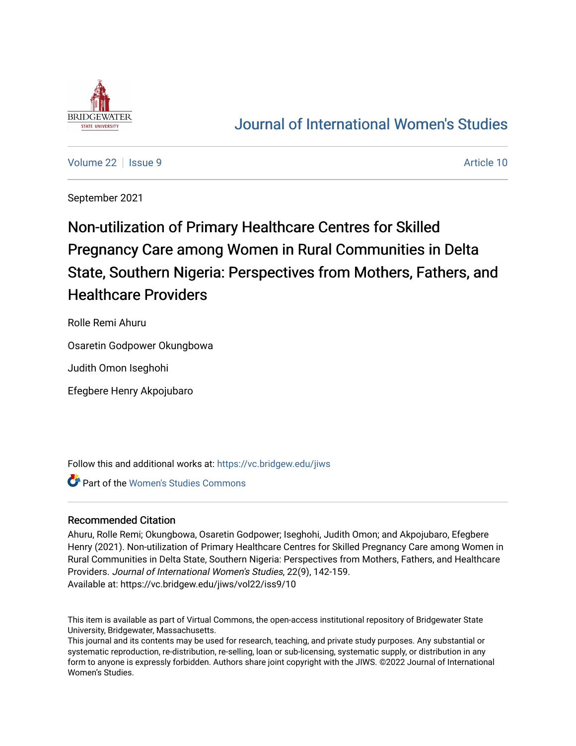Journal of International Women's Studies

Volume 22 | Issue 9 | Article 10

September 2021

# Non-utilization of Primary Healthcare Centres for Skilled Pregnancy Care among Women in Rural Communities in Delta State, Southern Nigeria: Perspectives from Mothers, Fathers, and Healthcare Providers

Rolle Remi Ahuru

Osaretin Godpower Okungbowa

Judith Omon Iseghohi

Efegbere Henry Akpojubaro

Follow this and additional works at: https://vc.bridgew.edu/jiws

Part of the Women's Studies Commons

## Recommended Citation

Ahuru, Rolle Remi; Okungbowa, Osaretin Godpower; Iseghohi, Judith Omon; and Akpojubaro, Efegbere Henry (2021). Non-utilization of Primary Healthcare Centres for Skilled Pregnancy Care among Women in Rural Communities in Delta State, Southern Nigeria: Perspectives from Mothers, Fathers, and Healthcare Providers. *Journal of International Women's Studies*, 22(9), 142-159.
Available at: https://vc.bridgew.edu/jiws/vol22/iss9/10

This item is available as part of Virtual Commons, the open-access institutional repository of Bridgewater State University, Bridgewater, Massachusetts.
This journal and its contents may be used for research, teaching, and private study purposes. Any substantial or systematic reproduction, re-distribution, re-selling, loan or sub-licensing, systematic supply, or distribution in any form to anyone is expressly forbidden. Authors share joint copyright with the JIWS. ©2022 Journal of International Women's Studies.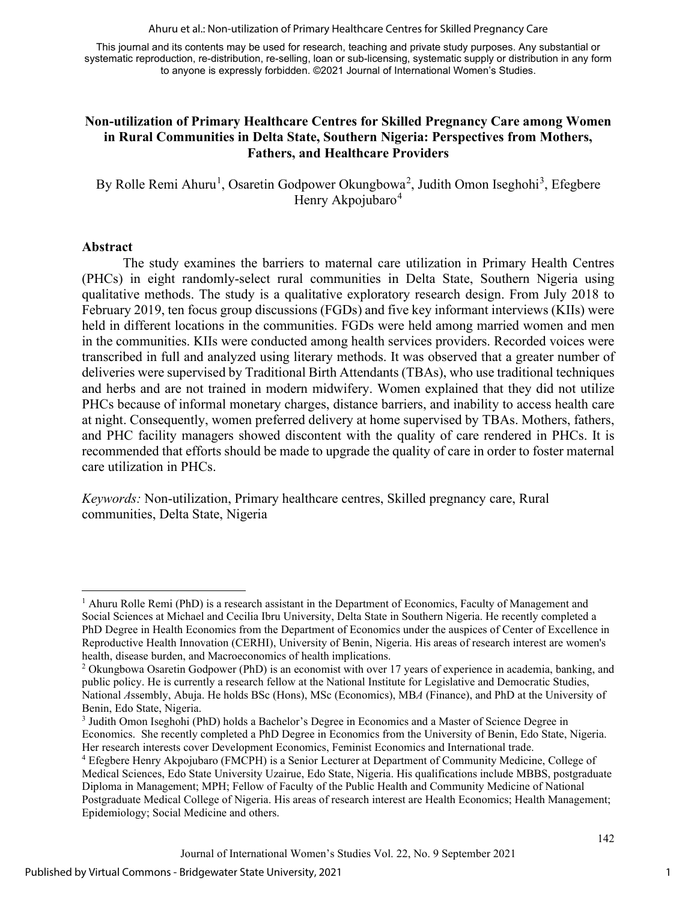This journal and its contents may be used for research, teaching and private study purposes. Any substantial or systematic reproduction, re-distribution, re-selling, loan or sub-licensing, systematic supply or distribution in any form to anyone is expressly forbidden. ©2021 Journal of International Women's Studies.

# Non-utilization of Primary Healthcare Centres for Skilled Pregnancy Care among Women in Rural Communities in Delta State, Southern Nigeria: Perspectives from Mothers, Fathers, and Healthcare Providers

By Rolle Remi Ahuru[1], Osaretin Godpower Okungbowa[2], Judith Omon Iseghohi[3], Efegbere Henry Akpojubaro[4]

## Abstract

The study examines the barriers to maternal care utilization in Primary Health Centres (PHCs) in eight randomly-select rural communities in Delta State, Southern Nigeria using qualitative methods. The study is a qualitative exploratory research design. From July 2018 to February 2019, ten focus group discussions (FGDs) and five key informant interviews (KIIs) were held in different locations in the communities. FGDs were held among married women and men in the communities. KIIs were conducted among health services providers. Recorded voices were transcribed in full and analyzed using literary methods. It was observed that a greater number of deliveries were supervised by Traditional Birth Attendants (TBAs), who use traditional techniques and herbs and are not trained in modern midwifery. Women explained that they did not utilize PHCs because of informal monetary charges, distance barriers, and inability to access health care at night. Consequently, women preferred delivery at home supervised by TBAs. Mothers, fathers, and PHC facility managers showed discontent with the quality of care rendered in PHCs. It is recommended that efforts should be made to upgrade the quality of care in order to foster maternal care utilization in PHCs.

*Keywords:* Non-utilization, Primary healthcare centres, Skilled pregnancy care, Rural communities, Delta State, Nigeria

---

[1] Ahuru Rolle Remi (PhD) is a research assistant in the Department of Economics, Faculty of Management and Social Sciences at Michael and Cecilia Ibru University, Delta State in Southern Nigeria. He recently completed a PhD Degree in Health Economics from the Department of Economics under the auspices of Center of Excellence in Reproductive Health Innovation (CERHI), University of Benin, Nigeria. His areas of research interest are women's health, disease burden, and Macroeconomics of health implications.

[2] Okungbowa Osaretin Godpower (PhD) is an economist with over 17 years of experience in academia, banking, and public policy. He is currently a research fellow at the National Institute for Legislative and Democratic Studies, National *A*ssembly, Abuja. He holds BSc (Hons), MSc (Economics), MB*A* (Finance), and PhD at the University of Benin, Edo State, Nigeria.

[3] Judith Omon Iseghohi (PhD) holds a Bachelor's Degree in Economics and a Master of Science Degree in Economics. She recently completed a PhD Degree in Economics from the University of Benin, Edo State, Nigeria. Her research interests cover Development Economics, Feminist Economics and International trade.

[4] Efegbere Henry Akpojubaro (FMCPH) is a Senior Lecturer at Department of Community Medicine, College of Medical Sciences, Edo State University Uzairue, Edo State, Nigeria. His qualifications include MBBS, postgraduate Diploma in Management; MPH; Fellow of Faculty of the Public Health and Community Medicine of National Postgraduate Medical College of Nigeria. His areas of research interest are Health Economics; Health Management; Epidemiology; Social Medicine and others.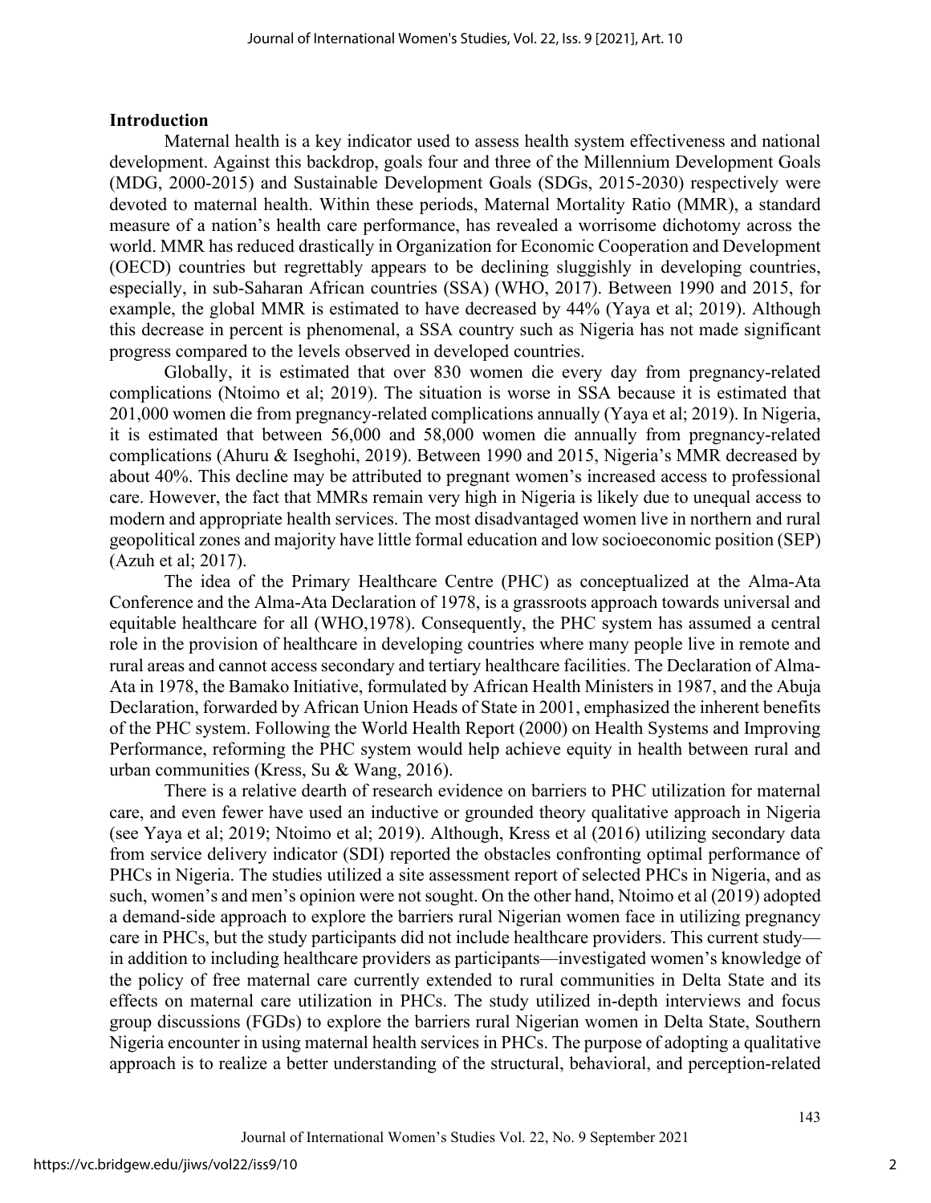## Introduction

Maternal health is a key indicator used to assess health system effectiveness and national development. Against this backdrop, goals four and three of the Millennium Development Goals (MDG, 2000-2015) and Sustainable Development Goals (SDGs, 2015-2030) respectively were devoted to maternal health. Within these periods, Maternal Mortality Ratio (MMR), a standard measure of a nation's health care performance, has revealed a worrisome dichotomy across the world. MMR has reduced drastically in Organization for Economic Cooperation and Development (OECD) countries but regrettably appears to be declining sluggishly in developing countries, especially, in sub-Saharan African countries (SSA) (WHO, 2017). Between 1990 and 2015, for example, the global MMR is estimated to have decreased by 44% (Yaya et al; 2019). Although this decrease in percent is phenomenal, a SSA country such as Nigeria has not made significant progress compared to the levels observed in developed countries.

Globally, it is estimated that over 830 women die every day from pregnancy-related complications (Ntoimo et al; 2019). The situation is worse in SSA because it is estimated that 201,000 women die from pregnancy-related complications annually (Yaya et al; 2019). In Nigeria, it is estimated that between 56,000 and 58,000 women die annually from pregnancy-related complications (Ahuru & Iseghohi, 2019). Between 1990 and 2015, Nigeria's MMR decreased by about 40%. This decline may be attributed to pregnant women's increased access to professional care. However, the fact that MMRs remain very high in Nigeria is likely due to unequal access to modern and appropriate health services. The most disadvantaged women live in northern and rural geopolitical zones and majority have little formal education and low socioeconomic position (SEP) (Azuh et al; 2017).

The idea of the Primary Healthcare Centre (PHC) as conceptualized at the Alma-Ata Conference and the Alma-Ata Declaration of 1978, is a grassroots approach towards universal and equitable healthcare for all (WHO,1978). Consequently, the PHC system has assumed a central role in the provision of healthcare in developing countries where many people live in remote and rural areas and cannot access secondary and tertiary healthcare facilities. The Declaration of Alma-Ata in 1978, the Bamako Initiative, formulated by African Health Ministers in 1987, and the Abuja Declaration, forwarded by African Union Heads of State in 2001, emphasized the inherent benefits of the PHC system. Following the World Health Report (2000) on Health Systems and Improving Performance, reforming the PHC system would help achieve equity in health between rural and urban communities (Kress, Su & Wang, 2016).

There is a relative dearth of research evidence on barriers to PHC utilization for maternal care, and even fewer have used an inductive or grounded theory qualitative approach in Nigeria (see Yaya et al; 2019; Ntoimo et al; 2019). Although, Kress et al (2016) utilizing secondary data from service delivery indicator (SDI) reported the obstacles confronting optimal performance of PHCs in Nigeria. The studies utilized a site assessment report of selected PHCs in Nigeria, and as such, women's and men's opinion were not sought. On the other hand, Ntoimo et al (2019) adopted a demand-side approach to explore the barriers rural Nigerian women face in utilizing pregnancy care in PHCs, but the study participants did not include healthcare providers. This current study—in addition to including healthcare providers as participants—investigated women's knowledge of the policy of free maternal care currently extended to rural communities in Delta State and its effects on maternal care utilization in PHCs. The study utilized in-depth interviews and focus group discussions (FGDs) to explore the barriers rural Nigerian women in Delta State, Southern Nigeria encounter in using maternal health services in PHCs. The purpose of adopting a qualitative approach is to realize a better understanding of the structural, behavioral, and perception-related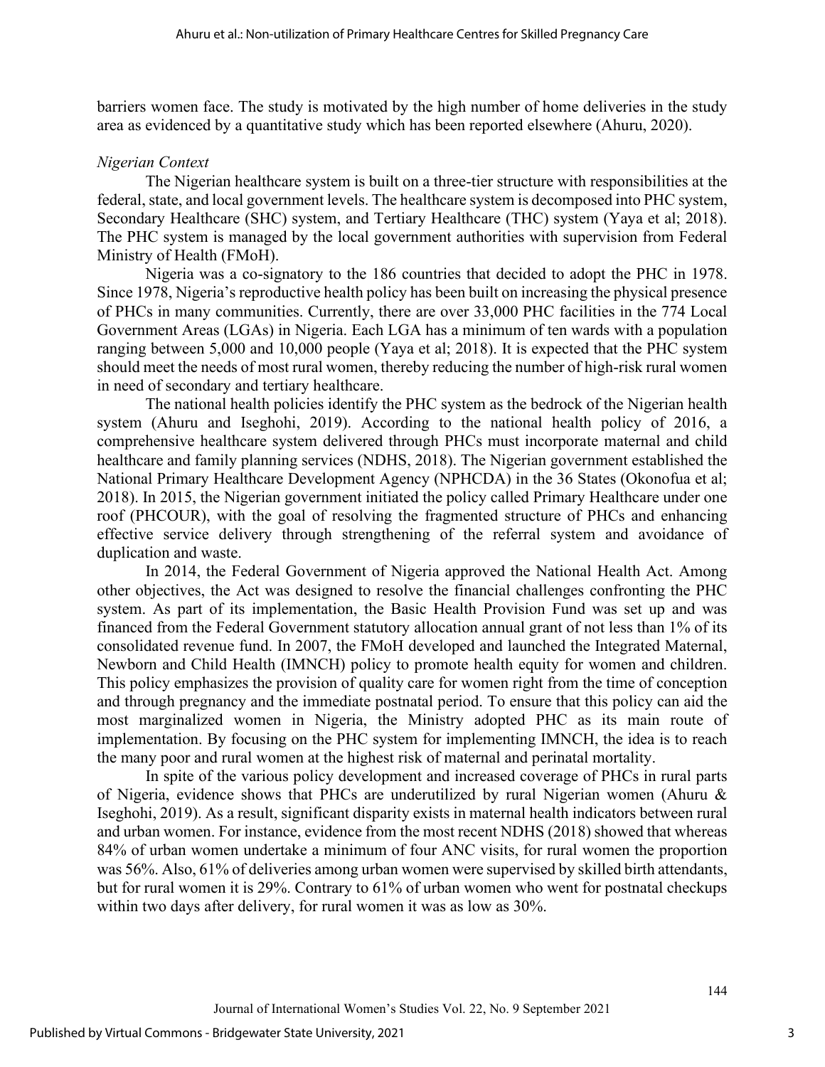barriers women face. The study is motivated by the high number of home deliveries in the study area as evidenced by a quantitative study which has been reported elsewhere (Ahuru, 2020).

*Nigerian Context*

The Nigerian healthcare system is built on a three-tier structure with responsibilities at the federal, state, and local government levels. The healthcare system is decomposed into PHC system, Secondary Healthcare (SHC) system, and Tertiary Healthcare (THC) system (Yaya et al; 2018). The PHC system is managed by the local government authorities with supervision from Federal Ministry of Health (FMoH).

Nigeria was a co-signatory to the 186 countries that decided to adopt the PHC in 1978. Since 1978, Nigeria's reproductive health policy has been built on increasing the physical presence of PHCs in many communities. Currently, there are over 33,000 PHC facilities in the 774 Local Government Areas (LGAs) in Nigeria. Each LGA has a minimum of ten wards with a population ranging between 5,000 and 10,000 people (Yaya et al; 2018). It is expected that the PHC system should meet the needs of most rural women, thereby reducing the number of high-risk rural women in need of secondary and tertiary healthcare.

The national health policies identify the PHC system as the bedrock of the Nigerian health system (Ahuru and Iseghohi, 2019). According to the national health policy of 2016, a comprehensive healthcare system delivered through PHCs must incorporate maternal and child healthcare and family planning services (NDHS, 2018). The Nigerian government established the National Primary Healthcare Development Agency (NPHCDA) in the 36 States (Okonofua et al; 2018). In 2015, the Nigerian government initiated the policy called Primary Healthcare under one roof (PHCOUR), with the goal of resolving the fragmented structure of PHCs and enhancing effective service delivery through strengthening of the referral system and avoidance of duplication and waste.

In 2014, the Federal Government of Nigeria approved the National Health Act. Among other objectives, the Act was designed to resolve the financial challenges confronting the PHC system. As part of its implementation, the Basic Health Provision Fund was set up and was financed from the Federal Government statutory allocation annual grant of not less than 1% of its consolidated revenue fund. In 2007, the FMoH developed and launched the Integrated Maternal, Newborn and Child Health (IMNCH) policy to promote health equity for women and children. This policy emphasizes the provision of quality care for women right from the time of conception and through pregnancy and the immediate postnatal period. To ensure that this policy can aid the most marginalized women in Nigeria, the Ministry adopted PHC as its main route of implementation. By focusing on the PHC system for implementing IMNCH, the idea is to reach the many poor and rural women at the highest risk of maternal and perinatal mortality.

In spite of the various policy development and increased coverage of PHCs in rural parts of Nigeria, evidence shows that PHCs are underutilized by rural Nigerian women (Ahuru & Iseghohi, 2019). As a result, significant disparity exists in maternal health indicators between rural and urban women. For instance, evidence from the most recent NDHS (2018) showed that whereas 84% of urban women undertake a minimum of four ANC visits, for rural women the proportion was 56%. Also, 61% of deliveries among urban women were supervised by skilled birth attendants, but for rural women it is 29%. Contrary to 61% of urban women who went for postnatal checkups within two days after delivery, for rural women it was as low as 30%.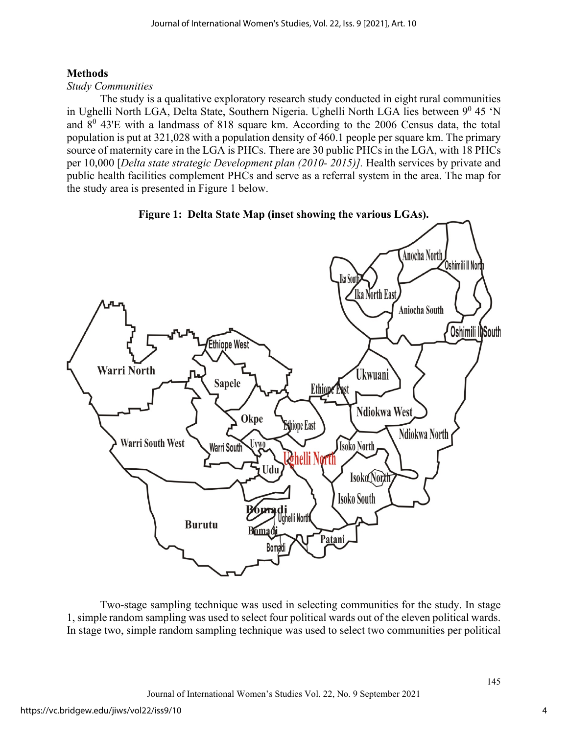## Methods

*Study Communities*

The study is a qualitative exploratory research study conducted in eight rural communities in Ughelli North LGA, Delta State, Southern Nigeria. Ughelli North LGA lies between $9^0$ 45 'N and $8^0$ 43'E with a landmass of 818 square km. According to the 2006 Census data, the total population is put at 321,028 with a population density of 460.1 people per square km. The primary source of maternity care in the LGA is PHCs. There are 30 public PHCs in the LGA, with 18 PHCs per 10,000 [*Delta state strategic Development plan (2010- 2015)].* Health services by private and public health facilities complement PHCs and serve as a referral system in the area. The map for the study area is presented in Figure 1 below.

**Figure 1: Delta State Map (inset showing the various LGAs).**

Two-stage sampling technique was used in selecting communities for the study. In stage 1, simple random sampling was used to select four political wards out of the eleven political wards. In stage two, simple random sampling technique was used to select two communities per political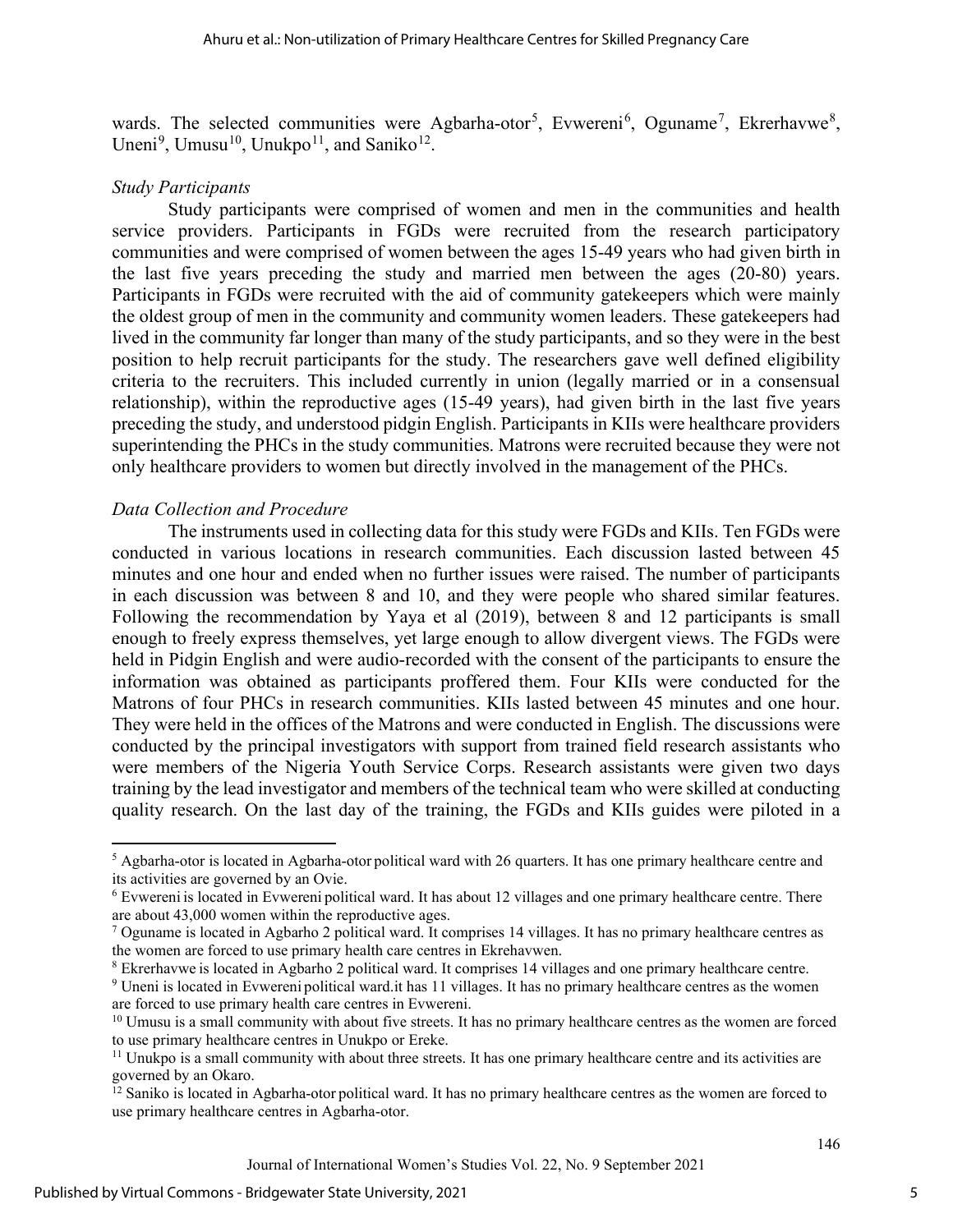wards. The selected communities were Agbarha-otor[5], Evwereni[6], Oguname[7], Ekrerhavwe[8], Uneni[9], Umusu[10], Unukpo[11], and Saniko[12].

*Study Participants*

Study participants were comprised of women and men in the communities and health service providers. Participants in FGDs were recruited from the research participatory communities and were comprised of women between the ages 15-49 years who had given birth in the last five years preceding the study and married men between the ages (20-80) years. Participants in FGDs were recruited with the aid of community gatekeepers which were mainly the oldest group of men in the community and community women leaders. These gatekeepers had lived in the community far longer than many of the study participants, and so they were in the best position to help recruit participants for the study. The researchers gave well defined eligibility criteria to the recruiters. This included currently in union (legally married or in a consensual relationship), within the reproductive ages (15-49 years), had given birth in the last five years preceding the study, and understood pidgin English. Participants in KIIs were healthcare providers superintending the PHCs in the study communities. Matrons were recruited because they were not only healthcare providers to women but directly involved in the management of the PHCs.

*Data Collection and Procedure*

The instruments used in collecting data for this study were FGDs and KIIs. Ten FGDs were conducted in various locations in research communities. Each discussion lasted between 45 minutes and one hour and ended when no further issues were raised. The number of participants in each discussion was between 8 and 10, and they were people who shared similar features. Following the recommendation by Yaya et al (2019), between 8 and 12 participants is small enough to freely express themselves, yet large enough to allow divergent views. The FGDs were held in Pidgin English and were audio-recorded with the consent of the participants to ensure the information was obtained as participants proffered them. Four KIIs were conducted for the Matrons of four PHCs in research communities. KIIs lasted between 45 minutes and one hour. They were held in the offices of the Matrons and were conducted in English. The discussions were conducted by the principal investigators with support from trained field research assistants who were members of the Nigeria Youth Service Corps. Research assistants were given two days training by the lead investigator and members of the technical team who were skilled at conducting quality research. On the last day of the training, the FGDs and KIIs guides were piloted in a

---

[5] Agbarha-otor is located in Agbarha-otor political ward with 26 quarters. It has one primary healthcare centre and its activities are governed by an Ovie.

[6] Evwereni is located in Evwereni political ward. It has about 12 villages and one primary healthcare centre. There are about 43,000 women within the reproductive ages.

[7] Oguname is located in Agbarho 2 political ward. It comprises 14 villages. It has no primary healthcare centres as the women are forced to use primary health care centres in Ekrehavwen.

[8] Ekrerhavwe is located in Agbarho 2 political ward. It comprises 14 villages and one primary healthcare centre.

[9] Uneni is located in Evwereni political ward.it has 11 villages. It has no primary healthcare centres as the women are forced to use primary health care centres in Evwereni.

[10] Umusu is a small community with about five streets. It has no primary healthcare centres as the women are forced to use primary healthcare centres in Unukpo or Ereke.

[11] Unukpo is a small community with about three streets. It has one primary healthcare centre and its activities are governed by an Okaro.

[12] Saniko is located in Agbarha-otor political ward. It has no primary healthcare centres as the women are forced to use primary healthcare centres in Agbarha-otor.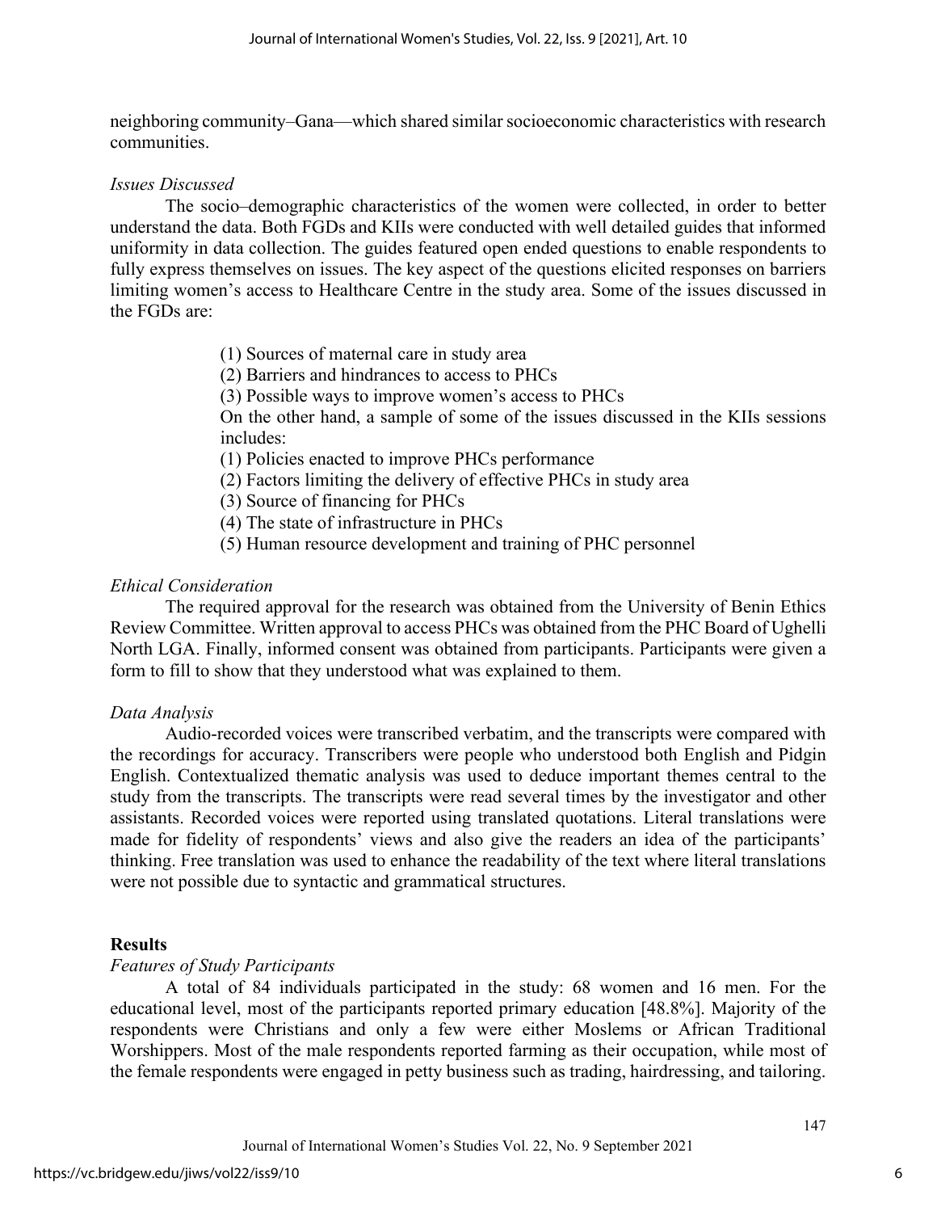neighboring community–Gana—which shared similar socioeconomic characteristics with research communities.

*Issues Discussed*

The socio–demographic characteristics of the women were collected, in order to better understand the data. Both FGDs and KIIs were conducted with well detailed guides that informed uniformity in data collection. The guides featured open ended questions to enable respondents to fully express themselves on issues. The key aspect of the questions elicited responses on barriers limiting women's access to Healthcare Centre in the study area. Some of the issues discussed in the FGDs are:

> (1) Sources of maternal care in study area
> (2) Barriers and hindrances to access to PHCs
> (3) Possible ways to improve women's access to PHCs
>
> On the other hand, a sample of some of the issues discussed in the KIIs sessions includes:
>
> (1) Policies enacted to improve PHCs performance
> (2) Factors limiting the delivery of effective PHCs in study area
> (3) Source of financing for PHCs
> (4) The state of infrastructure in PHCs
> (5) Human resource development and training of PHC personnel

*Ethical Consideration*

The required approval for the research was obtained from the University of Benin Ethics Review Committee. Written approval to access PHCs was obtained from the PHC Board of Ughelli North LGA. Finally, informed consent was obtained from participants. Participants were given a form to fill to show that they understood what was explained to them.

*Data Analysis*

Audio-recorded voices were transcribed verbatim, and the transcripts were compared with the recordings for accuracy. Transcribers were people who understood both English and Pidgin English. Contextualized thematic analysis was used to deduce important themes central to the study from the transcripts. The transcripts were read several times by the investigator and other assistants. Recorded voices were reported using translated quotations. Literal translations were made for fidelity of respondents' views and also give the readers an idea of the participants' thinking. Free translation was used to enhance the readability of the text where literal translations were not possible due to syntactic and grammatical structures.

## Results

*Features of Study Participants*

A total of 84 individuals participated in the study: 68 women and 16 men. For the educational level, most of the participants reported primary education [48.8%]. Majority of the respondents were Christians and only a few were either Moslems or African Traditional Worshippers. Most of the male respondents reported farming as their occupation, while most of the female respondents were engaged in petty business such as trading, hairdressing, and tailoring.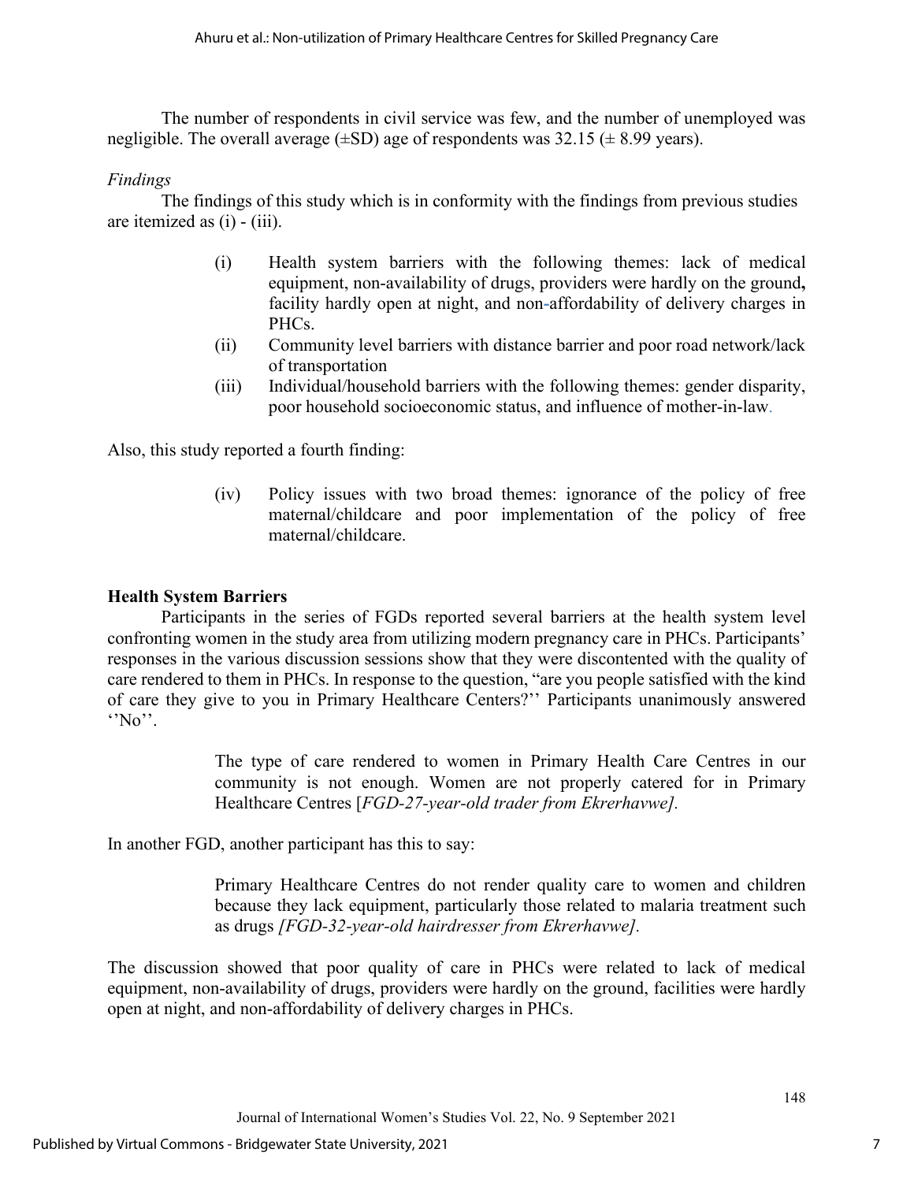The number of respondents in civil service was few, and the number of unemployed was negligible. The overall average (±SD) age of respondents was 32.15 (± 8.99 years).

*Findings*

The findings of this study which is in conformity with the findings from previous studies are itemized as (i) - (iii).

> (i) Health system barriers with the following themes: lack of medical equipment, non-availability of drugs, providers were hardly on the ground**,** facility hardly open at night, and non-affordability of delivery charges in PHCs.
>
> (ii) Community level barriers with distance barrier and poor road network/lack of transportation
>
> (iii) Individual/household barriers with the following themes: gender disparity, poor household socioeconomic status, and influence of mother-in-law.

Also, this study reported a fourth finding:

> (iv) Policy issues with two broad themes: ignorance of the policy of free maternal/childcare and poor implementation of the policy of free maternal/childcare.

## Health System Barriers

Participants in the series of FGDs reported several barriers at the health system level confronting women in the study area from utilizing modern pregnancy care in PHCs. Participants' responses in the various discussion sessions show that they were discontented with the quality of care rendered to them in PHCs. In response to the question, "are you people satisfied with the kind of care they give to you in Primary Healthcare Centers?'' Participants unanimously answered ''No''.

> The type of care rendered to women in Primary Health Care Centres in our community is not enough. Women are not properly catered for in Primary Healthcare Centres [*FGD-27-year-old trader from Ekrerhavwe].*

In another FGD, another participant has this to say:

> Primary Healthcare Centres do not render quality care to women and children because they lack equipment, particularly those related to malaria treatment such as drugs *[FGD-32-year-old hairdresser from Ekrerhavwe]*.

The discussion showed that poor quality of care in PHCs were related to lack of medical equipment, non-availability of drugs, providers were hardly on the ground, facilities were hardly open at night, and non-affordability of delivery charges in PHCs.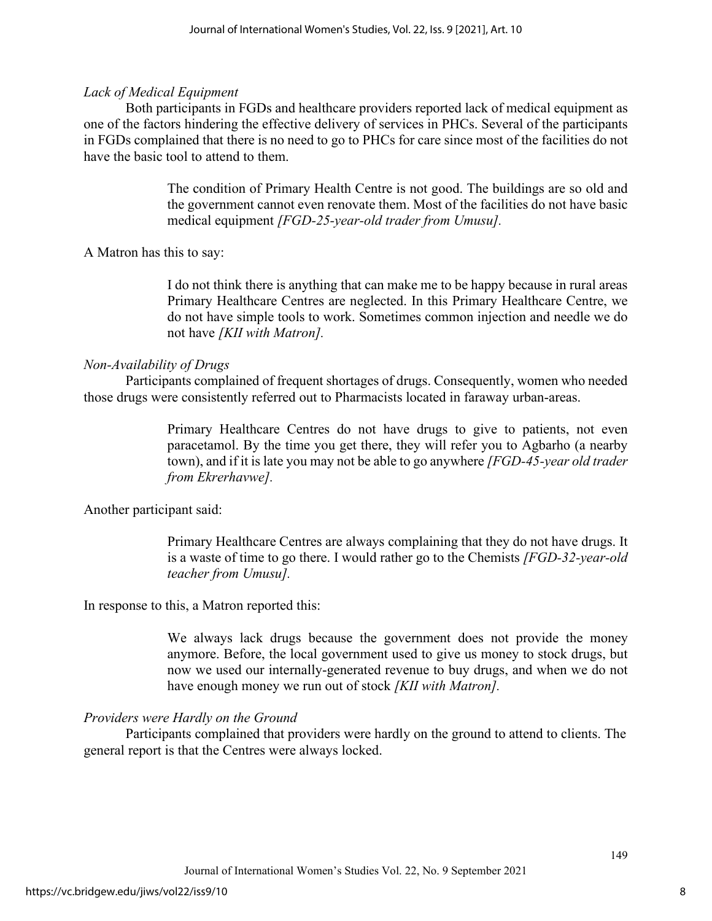*Lack of Medical Equipment*

Both participants in FGDs and healthcare providers reported lack of medical equipment as one of the factors hindering the effective delivery of services in PHCs. Several of the participants in FGDs complained that there is no need to go to PHCs for care since most of the facilities do not have the basic tool to attend to them.

> The condition of Primary Health Centre is not good. The buildings are so old and the government cannot even renovate them. Most of the facilities do not have basic medical equipment *[FGD-25-year-old trader from Umusu]*.

A Matron has this to say:

> I do not think there is anything that can make me to be happy because in rural areas Primary Healthcare Centres are neglected. In this Primary Healthcare Centre, we do not have simple tools to work. Sometimes common injection and needle we do not have *[KII with Matron]*.

*Non-Availability of Drugs*

Participants complained of frequent shortages of drugs. Consequently, women who needed those drugs were consistently referred out to Pharmacists located in faraway urban-areas.

> Primary Healthcare Centres do not have drugs to give to patients, not even paracetamol. By the time you get there, they will refer you to Agbarho (a nearby town), and if it is late you may not be able to go anywhere *[FGD-45-year old trader from Ekrerhavwe]*.

Another participant said:

> Primary Healthcare Centres are always complaining that they do not have drugs. It is a waste of time to go there. I would rather go to the Chemists *[FGD-32-year-old teacher from Umusu]*.

In response to this, a Matron reported this:

> We always lack drugs because the government does not provide the money anymore. Before, the local government used to give us money to stock drugs, but now we used our internally-generated revenue to buy drugs, and when we do not have enough money we run out of stock *[KII with Matron]*.

*Providers were Hardly on the Ground*

Participants complained that providers were hardly on the ground to attend to clients. The general report is that the Centres were always locked.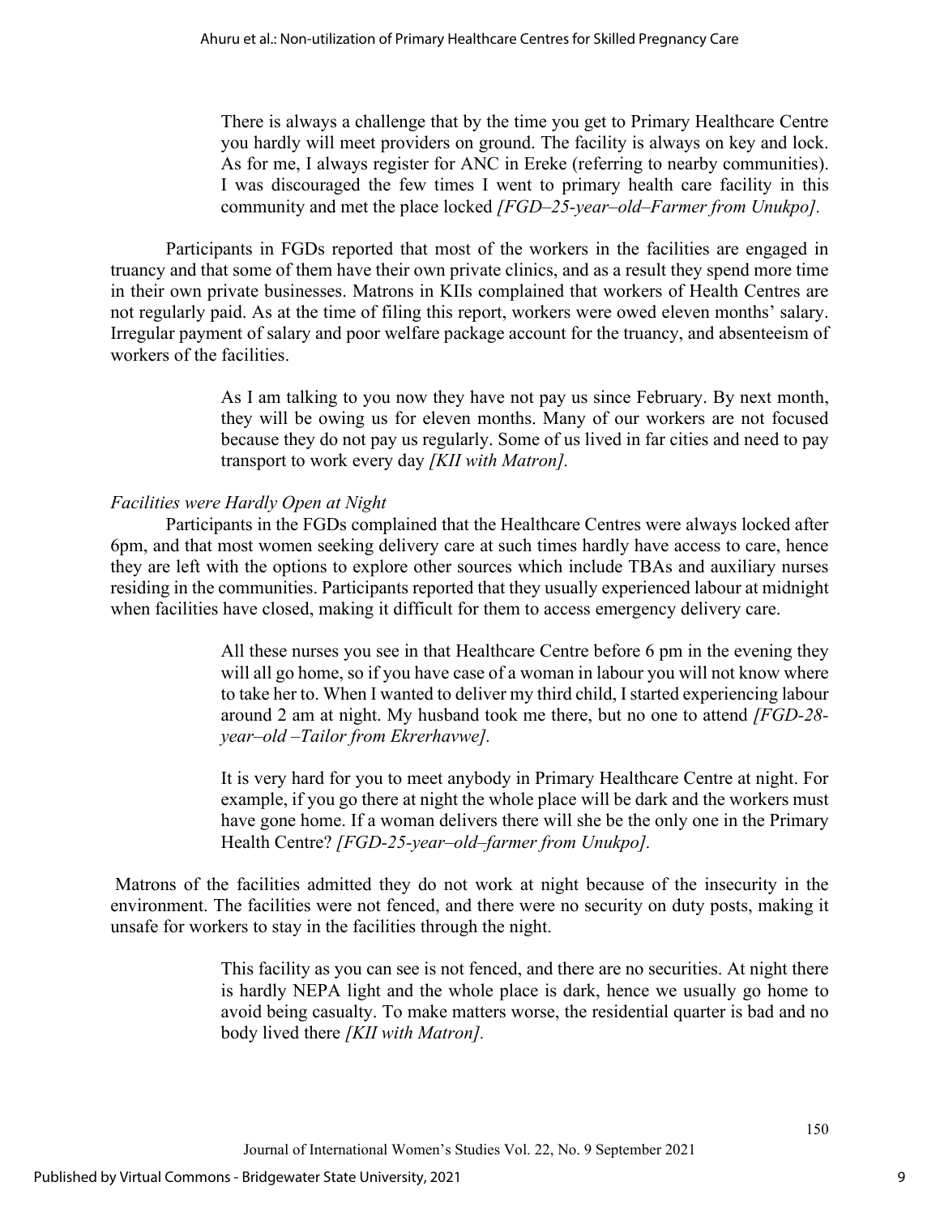> There is always a challenge that by the time you get to Primary Healthcare Centre you hardly will meet providers on ground. The facility is always on key and lock. As for me, I always register for ANC in Ereke (referring to nearby communities). I was discouraged the few times I went to primary health care facility in this community and met the place locked *[FGD–25-year–old–Farmer from Unukpo].*

Participants in FGDs reported that most of the workers in the facilities are engaged in truancy and that some of them have their own private clinics, and as a result they spend more time in their own private businesses. Matrons in KIIs complained that workers of Health Centres are not regularly paid. As at the time of filing this report, workers were owed eleven months' salary. Irregular payment of salary and poor welfare package account for the truancy, and absenteeism of workers of the facilities.

> As I am talking to you now they have not pay us since February. By next month, they will be owing us for eleven months. Many of our workers are not focused because they do not pay us regularly. Some of us lived in far cities and need to pay transport to work every day *[KII with Matron].*

*Facilities were Hardly Open at Night*

Participants in the FGDs complained that the Healthcare Centres were always locked after 6pm, and that most women seeking delivery care at such times hardly have access to care, hence they are left with the options to explore other sources which include TBAs and auxiliary nurses residing in the communities. Participants reported that they usually experienced labour at midnight when facilities have closed, making it difficult for them to access emergency delivery care.

> All these nurses you see in that Healthcare Centre before 6 pm in the evening they will all go home, so if you have case of a woman in labour you will not know where to take her to. When I wanted to deliver my third child, I started experiencing labour around 2 am at night. My husband took me there, but no one to attend *[FGD-28-year–old –Tailor from Ekrerhavwe].*

> It is very hard for you to meet anybody in Primary Healthcare Centre at night. For example, if you go there at night the whole place will be dark and the workers must have gone home. If a woman delivers there will she be the only one in the Primary Health Centre? *[FGD-25-year–old–farmer from Unukpo].*

Matrons of the facilities admitted they do not work at night because of the insecurity in the environment. The facilities were not fenced, and there were no security on duty posts, making it unsafe for workers to stay in the facilities through the night.

> This facility as you can see is not fenced, and there are no securities. At night there is hardly NEPA light and the whole place is dark, hence we usually go home to avoid being casualty. To make matters worse, the residential quarter is bad and no body lived there *[KII with Matron].*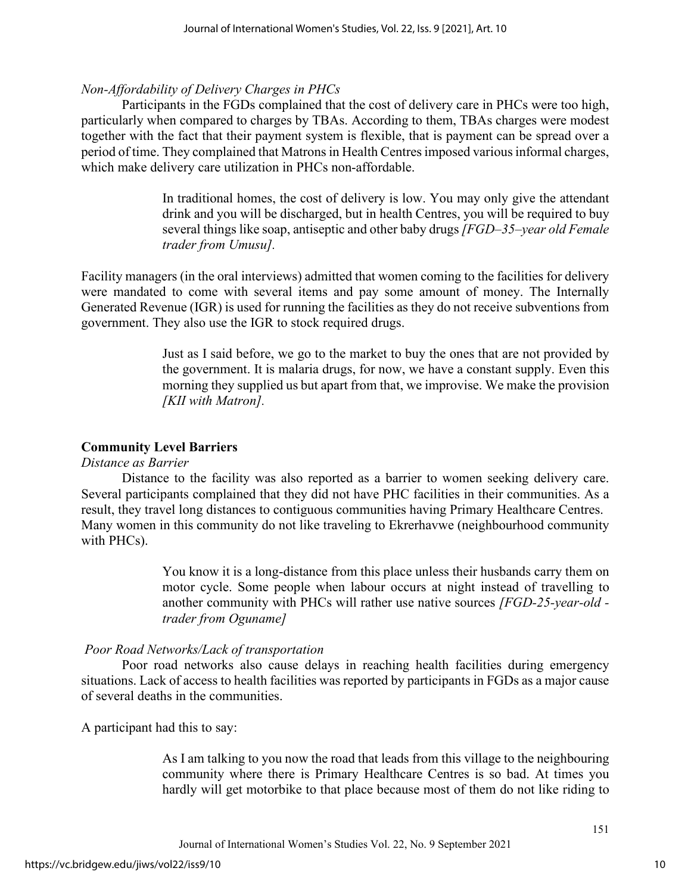*Non-Affordability of Delivery Charges in PHCs*

Participants in the FGDs complained that the cost of delivery care in PHCs were too high, particularly when compared to charges by TBAs. According to them, TBAs charges were modest together with the fact that their payment system is flexible, that is payment can be spread over a period of time. They complained that Matrons in Health Centres imposed various informal charges, which make delivery care utilization in PHCs non-affordable.

> In traditional homes, the cost of delivery is low. You may only give the attendant drink and you will be discharged, but in health Centres, you will be required to buy several things like soap, antiseptic and other baby drugs *[FGD–35–year old Female trader from Umusu]*.

Facility managers (in the oral interviews) admitted that women coming to the facilities for delivery were mandated to come with several items and pay some amount of money. The Internally Generated Revenue (IGR) is used for running the facilities as they do not receive subventions from government. They also use the IGR to stock required drugs.

> Just as I said before, we go to the market to buy the ones that are not provided by the government. It is malaria drugs, for now, we have a constant supply. Even this morning they supplied us but apart from that, we improvise. We make the provision *[KII with Matron]*.

## Community Level Barriers

*Distance as Barrier*

Distance to the facility was also reported as a barrier to women seeking delivery care. Several participants complained that they did not have PHC facilities in their communities. As a result, they travel long distances to contiguous communities having Primary Healthcare Centres. Many women in this community do not like traveling to Ekrerhavwe (neighbourhood community with PHCs).

> You know it is a long-distance from this place unless their husbands carry them on motor cycle. Some people when labour occurs at night instead of travelling to another community with PHCs will rather use native sources *[FGD-25-year-old - trader from Oguname]*

*Poor Road Networks/Lack of transportation*

Poor road networks also cause delays in reaching health facilities during emergency situations. Lack of access to health facilities was reported by participants in FGDs as a major cause of several deaths in the communities.

A participant had this to say:

> As I am talking to you now the road that leads from this village to the neighbouring community where there is Primary Healthcare Centres is so bad. At times you hardly will get motorbike to that place because most of them do not like riding to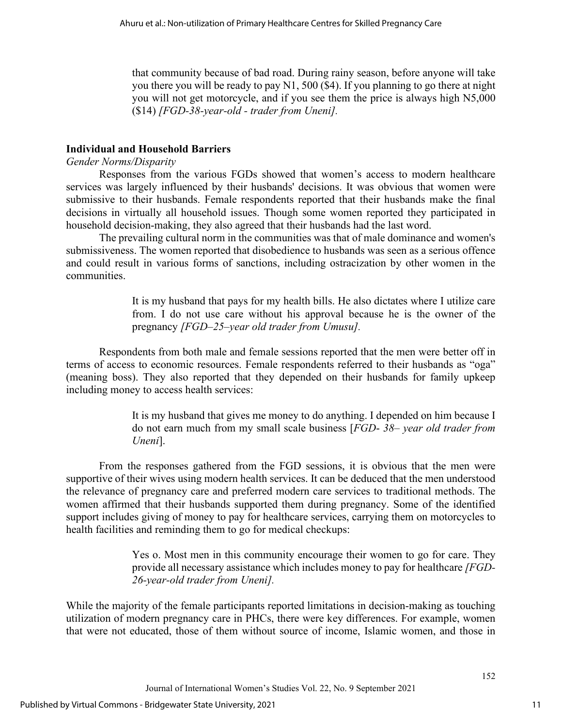that community because of bad road. During rainy season, before anyone will take you there you will be ready to pay N1, 500 ($4). If you planning to go there at night you will not get motorcycle, and if you see them the price is always high N5,000 ($14) *[FGD-38-year-old - trader from Uneni].*

### Individual and Household Barriers

*Gender Norms/Disparity*

Responses from the various FGDs showed that women's access to modern healthcare services was largely influenced by their husbands' decisions. It was obvious that women were submissive to their husbands. Female respondents reported that their husbands make the final decisions in virtually all household issues. Though some women reported they participated in household decision-making, they also agreed that their husbands had the last word.

The prevailing cultural norm in the communities was that of male dominance and women's submissiveness. The women reported that disobedience to husbands was seen as a serious offence and could result in various forms of sanctions, including ostracization by other women in the communities.

> It is my husband that pays for my health bills. He also dictates where I utilize care from. I do not use care without his approval because he is the owner of the pregnancy *[FGD–25–year old trader from Umusu].*

Respondents from both male and female sessions reported that the men were better off in terms of access to economic resources. Female respondents referred to their husbands as "oga" (meaning boss). They also reported that they depended on their husbands for family upkeep including money to access health services:

> It is my husband that gives me money to do anything. I depended on him because I do not earn much from my small scale business [*FGD- 38– year old trader from Uneni*].

From the responses gathered from the FGD sessions, it is obvious that the men were supportive of their wives using modern health services. It can be deduced that the men understood the relevance of pregnancy care and preferred modern care services to traditional methods. The women affirmed that their husbands supported them during pregnancy. Some of the identified support includes giving of money to pay for healthcare services, carrying them on motorcycles to health facilities and reminding them to go for medical checkups:

> Yes o. Most men in this community encourage their women to go for care. They provide all necessary assistance which includes money to pay for healthcare *[FGD-26-year-old trader from Uneni].*

While the majority of the female participants reported limitations in decision-making as touching utilization of modern pregnancy care in PHCs, there were key differences. For example, women that were not educated, those of them without source of income, Islamic women, and those in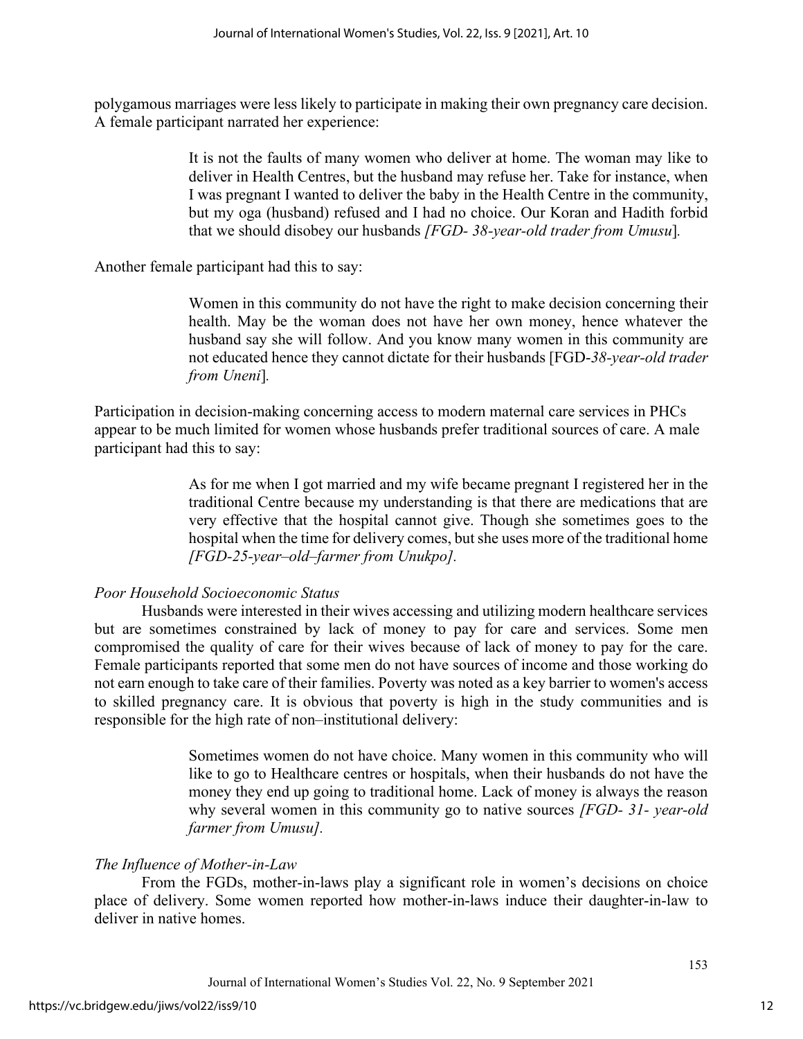polygamous marriages were less likely to participate in making their own pregnancy care decision. A female participant narrated her experience:

> It is not the faults of many women who deliver at home. The woman may like to deliver in Health Centres, but the husband may refuse her. Take for instance, when I was pregnant I wanted to deliver the baby in the Health Centre in the community, but my oga (husband) refused and I had no choice. Our Koran and Hadith forbid that we should disobey our husbands *[FGD- 38-year-old trader from Umusu*].

Another female participant had this to say:

> Women in this community do not have the right to make decision concerning their health. May be the woman does not have her own money, hence whatever the husband say she will follow. And you know many women in this community are not educated hence they cannot dictate for their husbands [FGD-*38-year-old trader from Uneni*].

Participation in decision-making concerning access to modern maternal care services in PHCs appear to be much limited for women whose husbands prefer traditional sources of care. A male participant had this to say:

> As for me when I got married and my wife became pregnant I registered her in the traditional Centre because my understanding is that there are medications that are very effective that the hospital cannot give. Though she sometimes goes to the hospital when the time for delivery comes, but she uses more of the traditional home *[FGD-25-year–old–farmer from Unukpo]*.

### *Poor Household Socioeconomic Status*

Husbands were interested in their wives accessing and utilizing modern healthcare services but are sometimes constrained by lack of money to pay for care and services. Some men compromised the quality of care for their wives because of lack of money to pay for the care. Female participants reported that some men do not have sources of income and those working do not earn enough to take care of their families. Poverty was noted as a key barrier to women's access to skilled pregnancy care. It is obvious that poverty is high in the study communities and is responsible for the high rate of non–institutional delivery:

> Sometimes women do not have choice. Many women in this community who will like to go to Healthcare centres or hospitals, when their husbands do not have the money they end up going to traditional home. Lack of money is always the reason why several women in this community go to native sources *[FGD- 31- year-old farmer from Umusu]*.

### *The Influence of Mother-in-Law*

From the FGDs, mother-in-laws play a significant role in women's decisions on choice place of delivery. Some women reported how mother-in-laws induce their daughter-in-law to deliver in native homes.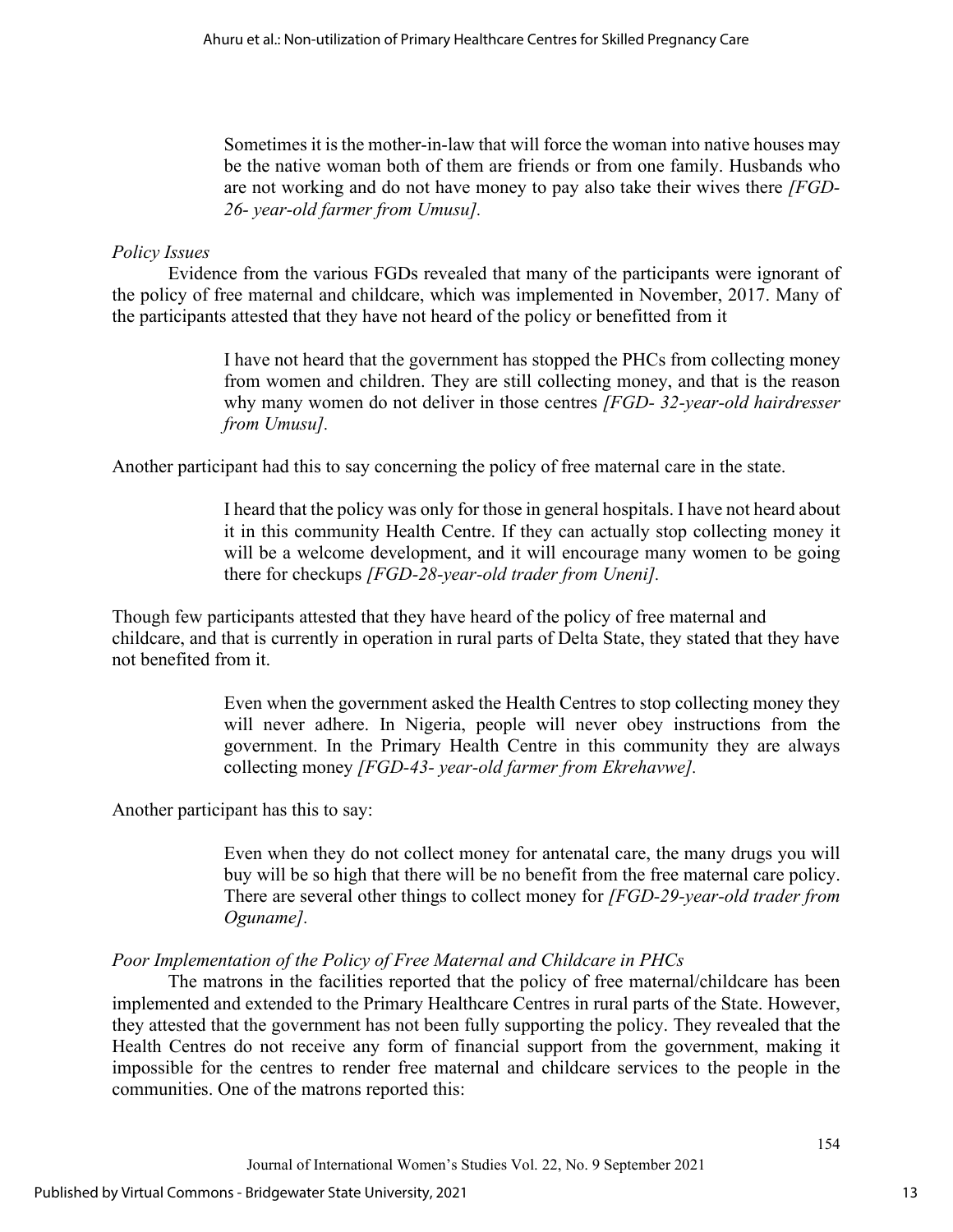> Sometimes it is the mother-in-law that will force the woman into native houses may be the native woman both of them are friends or from one family. Husbands who are not working and do not have money to pay also take their wives there *[FGD- 26- year-old farmer from Umusu].*

*Policy Issues*

Evidence from the various FGDs revealed that many of the participants were ignorant of the policy of free maternal and childcare, which was implemented in November, 2017. Many of the participants attested that they have not heard of the policy or benefitted from it

> I have not heard that the government has stopped the PHCs from collecting money from women and children. They are still collecting money, and that is the reason why many women do not deliver in those centres *[FGD- 32-year-old hairdresser from Umusu].*

Another participant had this to say concerning the policy of free maternal care in the state.

> I heard that the policy was only for those in general hospitals. I have not heard about it in this community Health Centre. If they can actually stop collecting money it will be a welcome development, and it will encourage many women to be going there for checkups *[FGD-28-year-old trader from Uneni].*

Though few participants attested that they have heard of the policy of free maternal and childcare, and that is currently in operation in rural parts of Delta State, they stated that they have not benefited from it.

> Even when the government asked the Health Centres to stop collecting money they will never adhere. In Nigeria, people will never obey instructions from the government. In the Primary Health Centre in this community they are always collecting money *[FGD-43- year-old farmer from Ekrehavwe].*

Another participant has this to say:

> Even when they do not collect money for antenatal care, the many drugs you will buy will be so high that there will be no benefit from the free maternal care policy. There are several other things to collect money for *[FGD-29-year-old trader from Oguname].*

*Poor Implementation of the Policy of Free Maternal and Childcare in PHCs*

The matrons in the facilities reported that the policy of free maternal/childcare has been implemented and extended to the Primary Healthcare Centres in rural parts of the State. However, they attested that the government has not been fully supporting the policy. They revealed that the Health Centres do not receive any form of financial support from the government, making it impossible for the centres to render free maternal and childcare services to the people in the communities. One of the matrons reported this: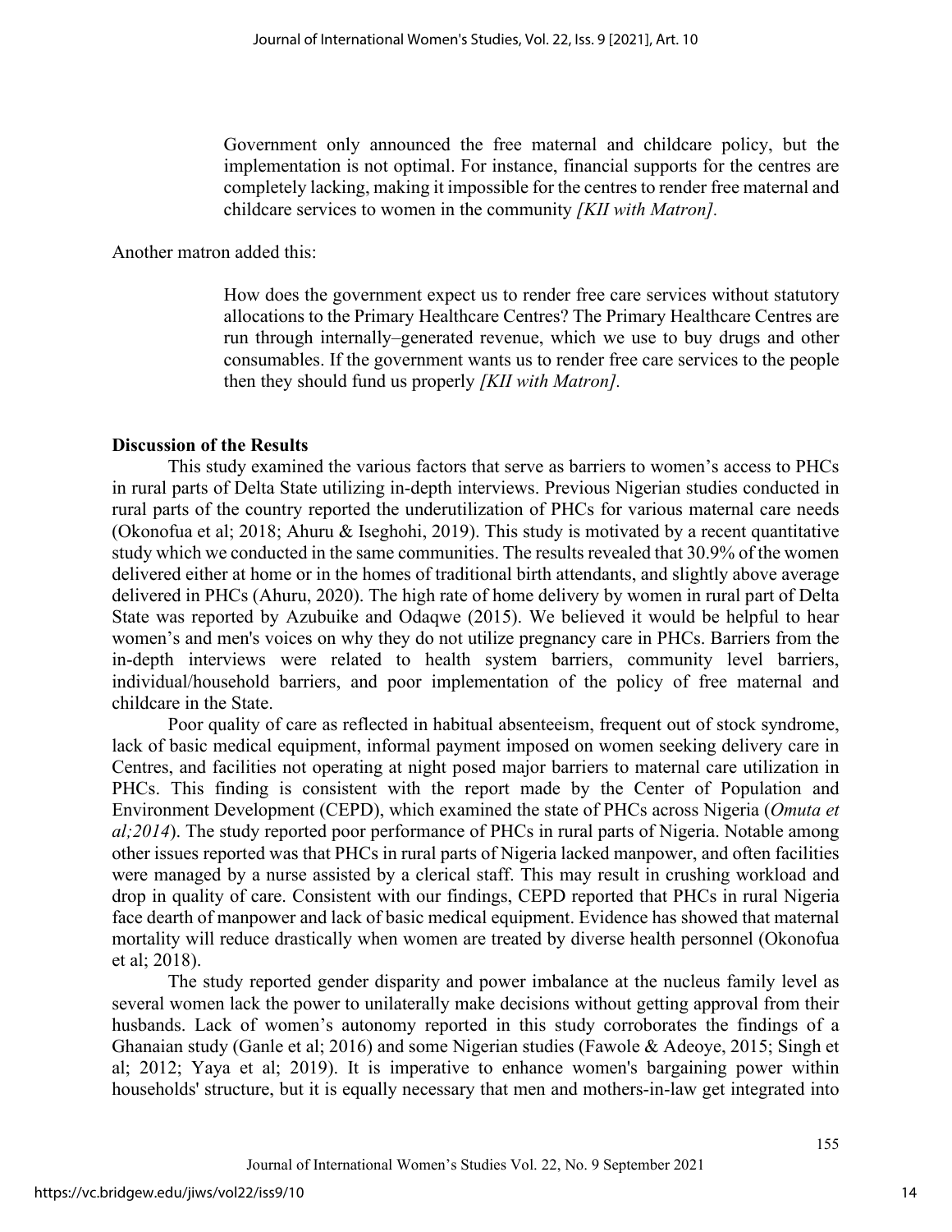> Government only announced the free maternal and childcare policy, but the implementation is not optimal. For instance, financial supports for the centres are completely lacking, making it impossible for the centres to render free maternal and childcare services to women in the community *[KII with Matron].*

Another matron added this:

> How does the government expect us to render free care services without statutory allocations to the Primary Healthcare Centres? The Primary Healthcare Centres are run through internally–generated revenue, which we use to buy drugs and other consumables. If the government wants us to render free care services to the people then they should fund us properly *[KII with Matron].*

**Discussion of the Results**

This study examined the various factors that serve as barriers to women's access to PHCs in rural parts of Delta State utilizing in-depth interviews. Previous Nigerian studies conducted in rural parts of the country reported the underutilization of PHCs for various maternal care needs (Okonofua et al; 2018; Ahuru & Iseghohi, 2019). This study is motivated by a recent quantitative study which we conducted in the same communities. The results revealed that 30.9% of the women delivered either at home or in the homes of traditional birth attendants, and slightly above average delivered in PHCs (Ahuru, 2020). The high rate of home delivery by women in rural part of Delta State was reported by Azubuike and Odaqwe (2015). We believed it would be helpful to hear women's and men's voices on why they do not utilize pregnancy care in PHCs. Barriers from the in-depth interviews were related to health system barriers, community level barriers, individual/household barriers, and poor implementation of the policy of free maternal and childcare in the State.

Poor quality of care as reflected in habitual absenteeism, frequent out of stock syndrome, lack of basic medical equipment, informal payment imposed on women seeking delivery care in Centres, and facilities not operating at night posed major barriers to maternal care utilization in PHCs. This finding is consistent with the report made by the Center of Population and Environment Development (CEPD), which examined the state of PHCs across Nigeria (*Omuta et al;2014*). The study reported poor performance of PHCs in rural parts of Nigeria. Notable among other issues reported was that PHCs in rural parts of Nigeria lacked manpower, and often facilities were managed by a nurse assisted by a clerical staff. This may result in crushing workload and drop in quality of care. Consistent with our findings, CEPD reported that PHCs in rural Nigeria face dearth of manpower and lack of basic medical equipment. Evidence has showed that maternal mortality will reduce drastically when women are treated by diverse health personnel (Okonofua et al; 2018).

The study reported gender disparity and power imbalance at the nucleus family level as several women lack the power to unilaterally make decisions without getting approval from their husbands. Lack of women's autonomy reported in this study corroborates the findings of a Ghanaian study (Ganle et al; 2016) and some Nigerian studies (Fawole & Adeoye, 2015; Singh et al; 2012; Yaya et al; 2019). It is imperative to enhance women's bargaining power within households' structure, but it is equally necessary that men and mothers-in-law get integrated into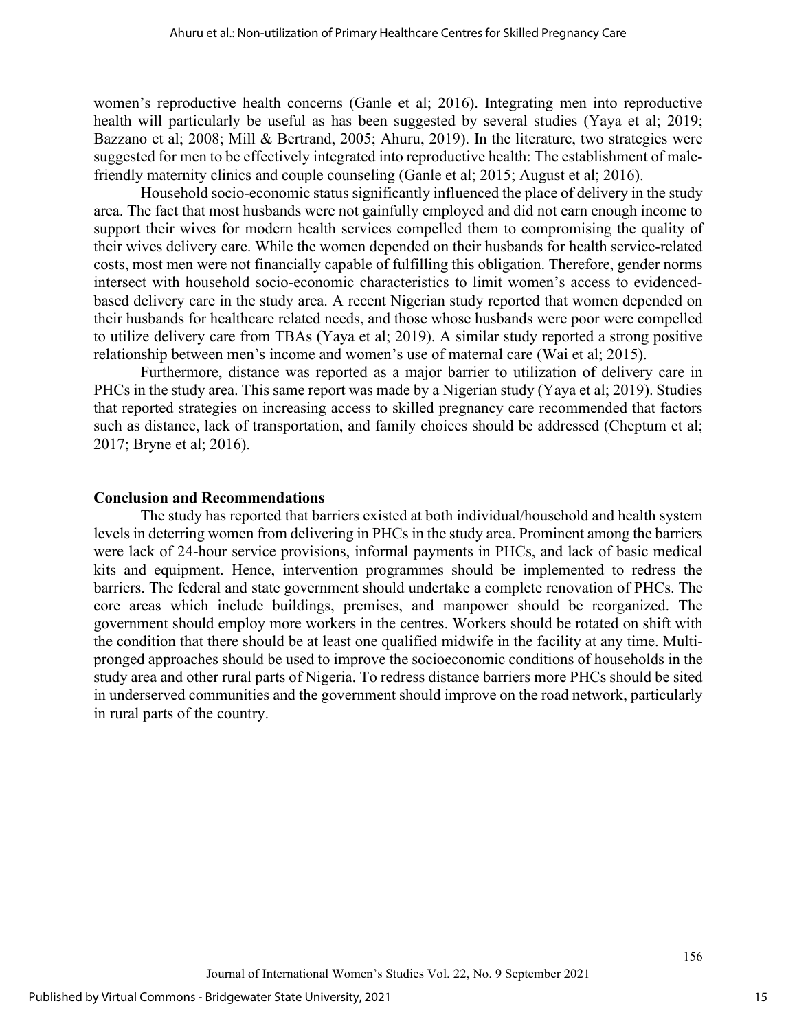women's reproductive health concerns (Ganle et al; 2016). Integrating men into reproductive health will particularly be useful as has been suggested by several studies (Yaya et al; 2019; Bazzano et al; 2008; Mill & Bertrand, 2005; Ahuru, 2019). In the literature, two strategies were suggested for men to be effectively integrated into reproductive health: The establishment of male-friendly maternity clinics and couple counseling (Ganle et al; 2015; August et al; 2016).

Household socio-economic status significantly influenced the place of delivery in the study area. The fact that most husbands were not gainfully employed and did not earn enough income to support their wives for modern health services compelled them to compromising the quality of their wives delivery care. While the women depended on their husbands for health service-related costs, most men were not financially capable of fulfilling this obligation. Therefore, gender norms intersect with household socio-economic characteristics to limit women's access to evidenced-based delivery care in the study area. A recent Nigerian study reported that women depended on their husbands for healthcare related needs, and those whose husbands were poor were compelled to utilize delivery care from TBAs (Yaya et al; 2019). A similar study reported a strong positive relationship between men's income and women's use of maternal care (Wai et al; 2015).

Furthermore, distance was reported as a major barrier to utilization of delivery care in PHCs in the study area. This same report was made by a Nigerian study (Yaya et al; 2019). Studies that reported strategies on increasing access to skilled pregnancy care recommended that factors such as distance, lack of transportation, and family choices should be addressed (Cheptum et al; 2017; Bryne et al; 2016).

## Conclusion and Recommendations

The study has reported that barriers existed at both individual/household and health system levels in deterring women from delivering in PHCs in the study area. Prominent among the barriers were lack of 24-hour service provisions, informal payments in PHCs, and lack of basic medical kits and equipment. Hence, intervention programmes should be implemented to redress the barriers. The federal and state government should undertake a complete renovation of PHCs. The core areas which include buildings, premises, and manpower should be reorganized. The government should employ more workers in the centres. Workers should be rotated on shift with the condition that there should be at least one qualified midwife in the facility at any time. Multi-pronged approaches should be used to improve the socioeconomic conditions of households in the study area and other rural parts of Nigeria. To redress distance barriers more PHCs should be sited in underserved communities and the government should improve on the road network, particularly in rural parts of the country.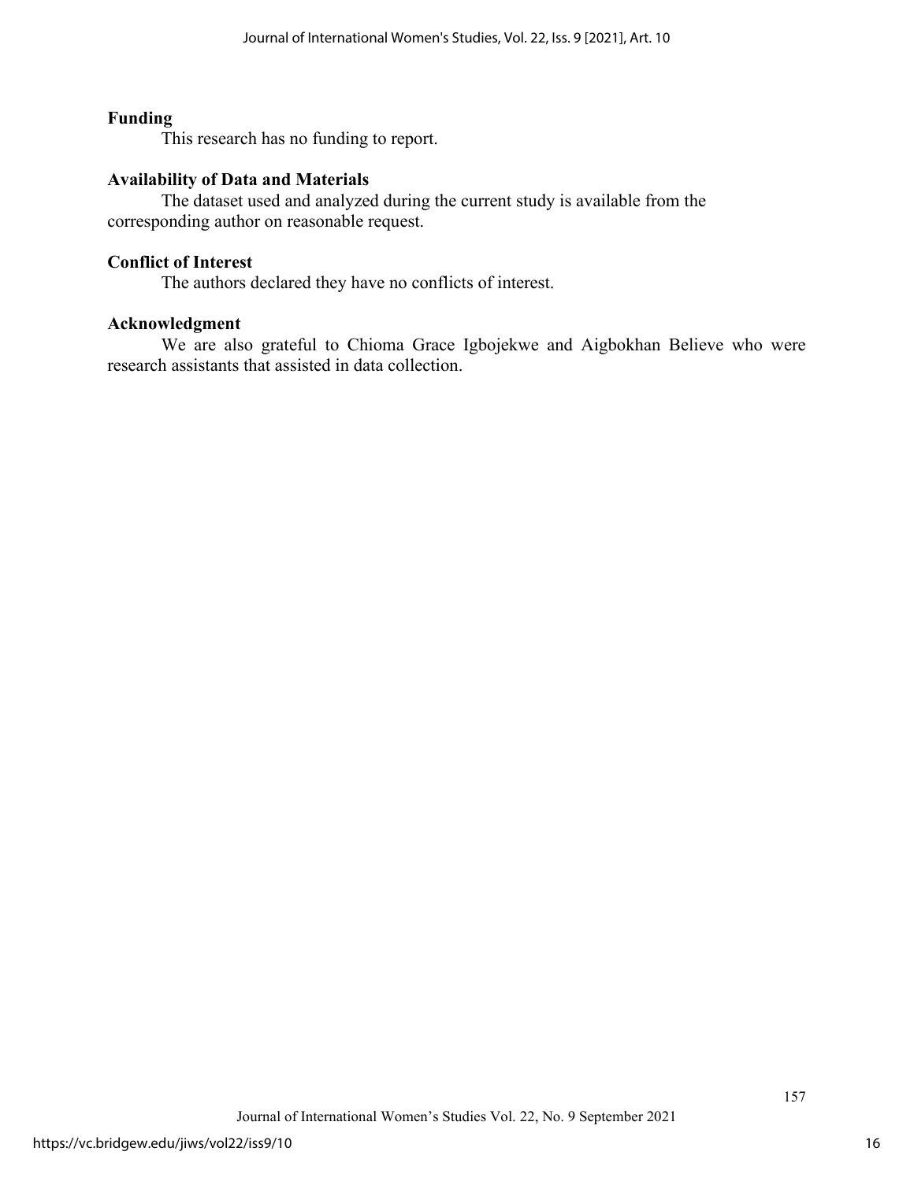## Funding

This research has no funding to report.

## Availability of Data and Materials

The dataset used and analyzed during the current study is available from the corresponding author on reasonable request.

## Conflict of Interest

The authors declared they have no conflicts of interest.

## Acknowledgment

We are also grateful to Chioma Grace Igbojekwe and Aigbokhan Believe who were research assistants that assisted in data collection.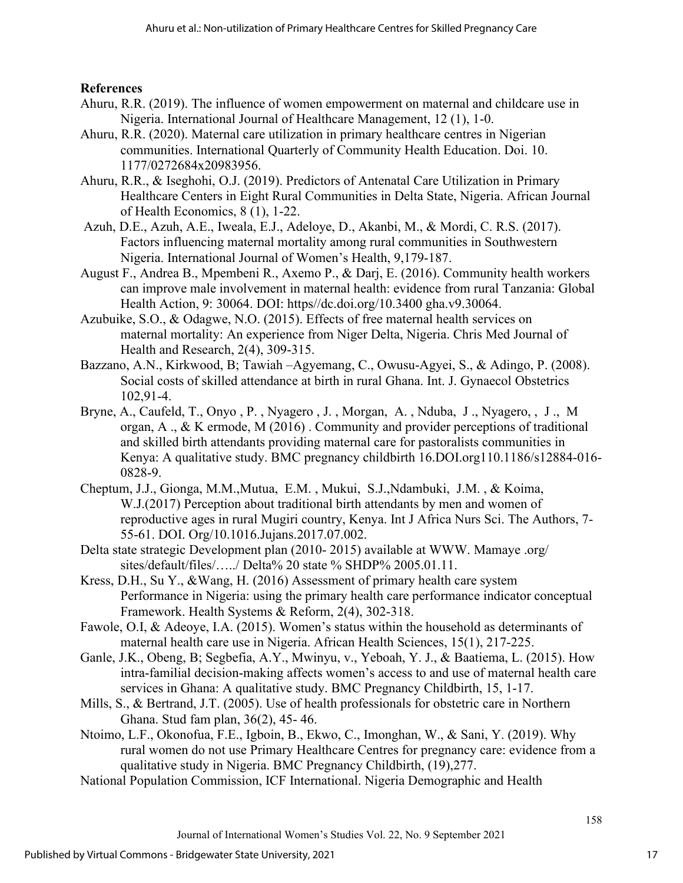**References**

Ahuru, R.R. (2019). The influence of women empowerment on maternal and childcare use in Nigeria. International Journal of Healthcare Management, 12 (1), 1-0.

Ahuru, R.R. (2020). Maternal care utilization in primary healthcare centres in Nigerian communities. International Quarterly of Community Health Education. Doi. 10. 1177/0272684x20983956.

Ahuru, R.R., & Iseghohi, O.J. (2019). Predictors of Antenatal Care Utilization in Primary Healthcare Centers in Eight Rural Communities in Delta State, Nigeria. African Journal of Health Economics, 8 (1), 1-22.

Azuh, D.E., Azuh, A.E., Iweala, E.J., Adeloye, D., Akanbi, M., & Mordi, C. R.S. (2017). Factors influencing maternal mortality among rural communities in Southwestern Nigeria. International Journal of Women's Health, 9,179-187.

August F., Andrea B., Mpembeni R., Axemo P., & Darj, E. (2016). Community health workers can improve male involvement in maternal health: evidence from rural Tanzania: Global Health Action, 9: 30064. DOI: https//dc.doi.org/10.3400 gha.v9.30064.

Azubuike, S.O., & Odagwe, N.O. (2015). Effects of free maternal health services on maternal mortality: An experience from Niger Delta, Nigeria. Chris Med Journal of Health and Research, 2(4), 309-315.

Bazzano, A.N., Kirkwood, B; Tawiah –Agyemang, C., Owusu-Agyei, S., & Adingo, P. (2008). Social costs of skilled attendance at birth in rural Ghana. Int. J. Gynaecol Obstetrics 102,91-4.

Bryne, A., Caufeld, T., Onyo , P. , Nyagero , J. , Morgan, A. , Nduba, J ., Nyagero, , J ., M organ, A ., & K ermode, M (2016) . Community and provider perceptions of traditional and skilled birth attendants providing maternal care for pastoralists communities in Kenya: A qualitative study. BMC pregnancy childbirth 16.DOI.org110.1186/s12884-016-0828-9.

Cheptum, J.J., Gionga, M.M.,Mutua, E.M. , Mukui, S.J.,Ndambuki, J.M. , & Koima, W.J.(2017) Perception about traditional birth attendants by men and women of reproductive ages in rural Mugiri country, Kenya. Int J Africa Nurs Sci. The Authors, 7-55-61. DOI. Org/10.1016.Jujans.2017.07.002.

Delta state strategic Development plan (2010- 2015) available at WWW. Mamaye .org/ sites/default/files/…../ Delta% 20 state % SHDP% 2005.01.11.

Kress, D.H., Su Y., &Wang, H. (2016) Assessment of primary health care system Performance in Nigeria: using the primary health care performance indicator conceptual Framework. Health Systems & Reform, 2(4), 302-318.

Fawole, O.I, & Adeoye, I.A. (2015). Women's status within the household as determinants of maternal health care use in Nigeria. African Health Sciences, 15(1), 217-225.

Ganle, J.K., Obeng, B; Segbefia, A.Y., Mwinyu, v., Yeboah, Y. J., & Baatiema, L. (2015). How intra-familial decision-making affects women's access to and use of maternal health care services in Ghana: A qualitative study. BMC Pregnancy Childbirth, 15, 1-17.

Mills, S., & Bertrand, J.T. (2005). Use of health professionals for obstetric care in Northern Ghana. Stud fam plan, 36(2), 45- 46.

Ntoimo, L.F., Okonofua, F.E., Igboin, B., Ekwo, C., Imonghan, W., & Sani, Y. (2019). Why rural women do not use Primary Healthcare Centres for pregnancy care: evidence from a qualitative study in Nigeria. BMC Pregnancy Childbirth, (19),277.

National Population Commission, ICF International. Nigeria Demographic and Health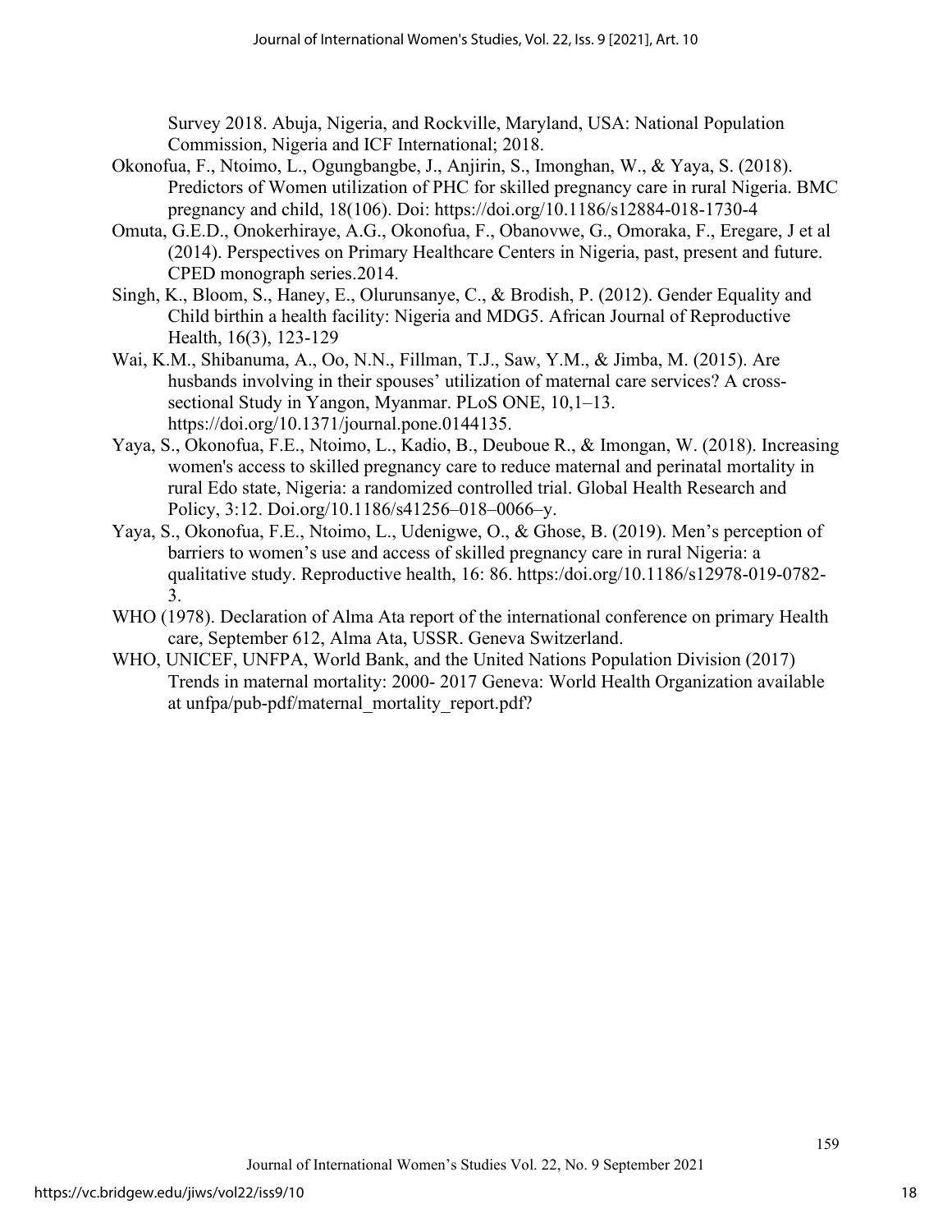Survey 2018. Abuja, Nigeria, and Rockville, Maryland, USA: National Population Commission, Nigeria and ICF International; 2018.

Okonofua, F., Ntoimo, L., Ogungbangbe, J., Anjirin, S., Imonghan, W., & Yaya, S. (2018). Predictors of Women utilization of PHC for skilled pregnancy care in rural Nigeria. BMC pregnancy and child, 18(106). Doi: https://doi.org/10.1186/s12884-018-1730-4

Omuta, G.E.D., Onokerhiraye, A.G., Okonofua, F., Obanovwe, G., Omoraka, F., Eregare, J et al (2014). Perspectives on Primary Healthcare Centers in Nigeria, past, present and future. CPED monograph series.2014.

Singh, K., Bloom, S., Haney, E., Olurunsanye, C., & Brodish, P. (2012). Gender Equality and Child birthin a health facility: Nigeria and MDG5. African Journal of Reproductive Health, 16(3), 123-129

Wai, K.M., Shibanuma, A., Oo, N.N., Fillman, T.J., Saw, Y.M., & Jimba, M. (2015). Are husbands involving in their spouses' utilization of maternal care services? A cross-sectional Study in Yangon, Myanmar. PLoS ONE, 10,1–13. https://doi.org/10.1371/journal.pone.0144135.

Yaya, S., Okonofua, F.E., Ntoimo, L., Kadio, B., Deuboue R., & Imongan, W. (2018). Increasing women's access to skilled pregnancy care to reduce maternal and perinatal mortality in rural Edo state, Nigeria: a randomized controlled trial. Global Health Research and Policy, 3:12. Doi.org/10.1186/s41256–018–0066–y.

Yaya, S., Okonofua, F.E., Ntoimo, L., Udenigwe, O., & Ghose, B. (2019). Men's perception of barriers to women's use and access of skilled pregnancy care in rural Nigeria: a qualitative study. Reproductive health, 16: 86. https:/doi.org/10.1186/s12978-019-0782-3.

WHO (1978). Declaration of Alma Ata report of the international conference on primary Health care, September 612, Alma Ata, USSR. Geneva Switzerland.

WHO, UNICEF, UNFPA, World Bank, and the United Nations Population Division (2017) Trends in maternal mortality: 2000- 2017 Geneva: World Health Organization available at unfpa/pub-pdf/maternal_mortality_report.pdf?